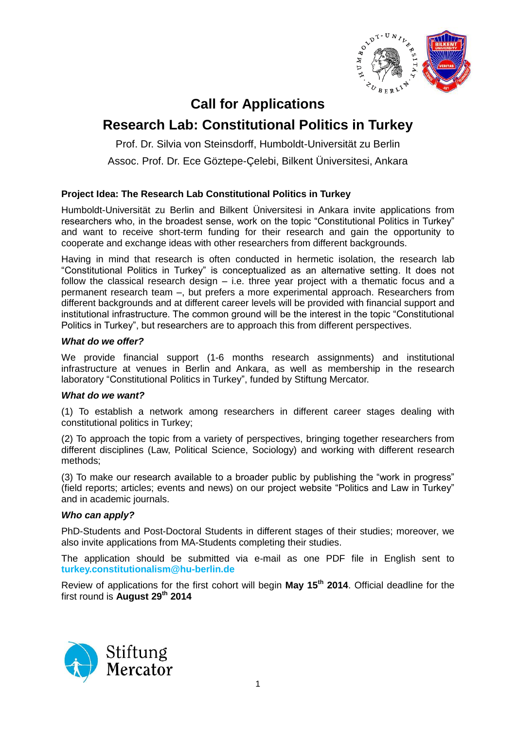# Call for Applications

# Research Lab: Constitutional Politics in Turkey

Prof. Dr. Silvia von Steinsdorff, Humboldt-Universität zu Berlin

Assoc. Prof. Dr. Ece Göztepe-Çelebi, Bilkent Üniversitesi, Ankara

**Project Idea: The Research Lab Constitutional Politics in Turkey**

Humboldt-Universität zu Berlin and Bilkent Üniversitesi in Ankara invite applications from researchers who, in the broadest sense, work on the topic "Constitutional Politics in Turkey" and want to receive short-term funding for their research and gain the opportunity to cooperate and exchange ideas with other researchers from different backgrounds.

Having in mind that research is often conducted in hermetic isolation, the research lab "Constitutional Politics in Turkey" is conceptualized as an alternative setting. It does not follow the classical research design – i.e. three year project with a thematic focus and a permanent research team –, but prefers a more experimental approach. Researchers from different backgrounds and at different career levels will be provided with financial support and institutional infrastructure. The common ground will be the interest in the topic "Constitutional Politics in Turkey", but researchers are to approach this from different perspectives.

***What do we offer?***

We provide financial support (1-6 months research assignments) and institutional infrastructure at venues in Berlin and Ankara, as well as membership in the research laboratory "Constitutional Politics in Turkey", funded by Stiftung Mercator.

***What do we want?***

(1) To establish a network among researchers in different career stages dealing with constitutional politics in Turkey;

(2) To approach the topic from a variety of perspectives, bringing together researchers from different disciplines (Law, Political Science, Sociology) and working with different research methods;

(3) To make our research available to a broader public by publishing the "work in progress" (field reports; articles; events and news) on our project website "Politics and Law in Turkey" and in academic journals.

***Who can apply?***

PhD-Students and Post-Doctoral Students in different stages of their studies; moreover, we also invite applications from MA-Students completing their studies.

The application should be submitted via e-mail as one PDF file in English sent to **turkey.constitutionalism@hu-berlin.de**

Review of applications for the first cohort will begin **May 15th 2014**. Official deadline for the first round is **August 29th 2014**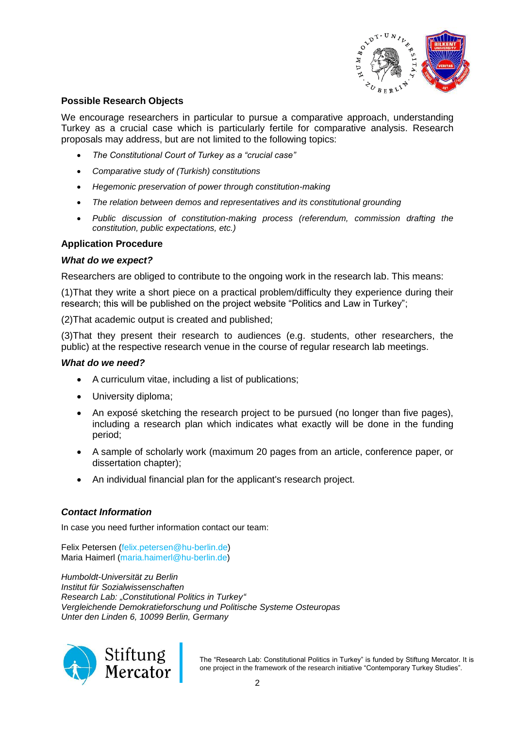## Possible Research Objects

We encourage researchers in particular to pursue a comparative approach, understanding Turkey as a crucial case which is particularly fertile for comparative analysis. Research proposals may address, but are not limited to the following topics:

- *The Constitutional Court of Turkey as a "crucial case"*
- *Comparative study of (Turkish) constitutions*
- *Hegemonic preservation of power through constitution-making*
- *The relation between demos and representatives and its constitutional grounding*
- *Public discussion of constitution-making process (referendum, commission drafting the constitution, public expectations, etc.)*

## Application Procedure

### *What do we expect?*

Researchers are obliged to contribute to the ongoing work in the research lab. This means:

(1)That they write a short piece on a practical problem/difficulty they experience during their research; this will be published on the project website "Politics and Law in Turkey";

(2)That academic output is created and published;

(3)That they present their research to audiences (e.g. students, other researchers, the public) at the respective research venue in the course of regular research lab meetings.

### *What do we need?*

- A curriculum vitae, including a list of publications;
- University diploma;
- An exposé sketching the research project to be pursued (no longer than five pages), including a research plan which indicates what exactly will be done in the funding period;
- A sample of scholarly work (maximum 20 pages from an article, conference paper, or dissertation chapter);
- An individual financial plan for the applicant's research project.

### *Contact Information*

In case you need further information contact our team:

Felix Petersen (felix.petersen@hu-berlin.de)
Maria Haimerl (maria.haimerl@hu-berlin.de)

*Humboldt-Universität zu Berlin*
*Institut für Sozialwissenschaften*
*Research Lab: „Constitutional Politics in Turkey"*
*Vergleichende Demokratieforschung und Politische Systeme Osteuropas*
*Unter den Linden 6, 10099 Berlin, Germany*

Stiftung Mercator

The "Research Lab: Constitutional Politics in Turkey" is funded by Stiftung Mercator. It is one project in the framework of the research initiative "Contemporary Turkey Studies".